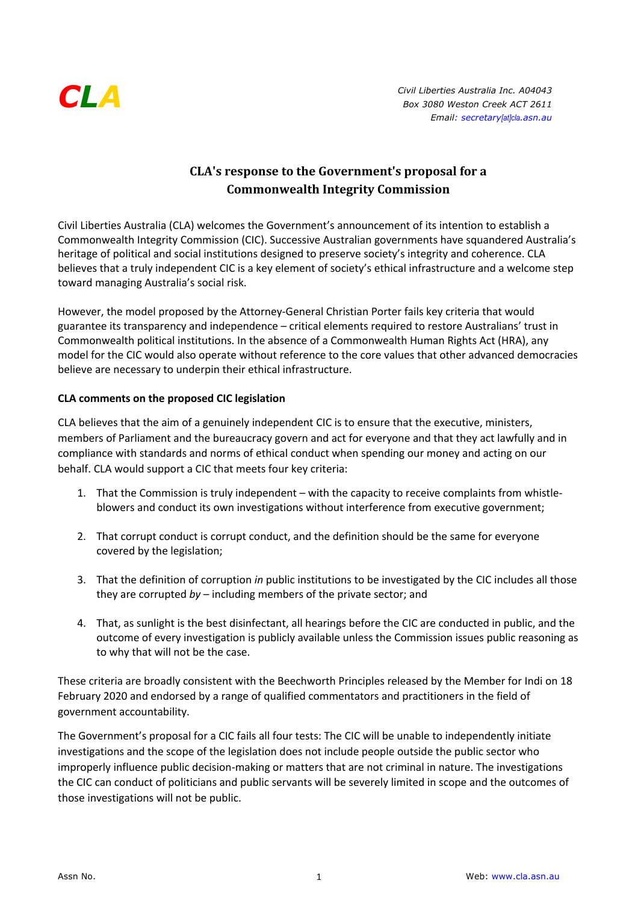**CLA**

*Civil Liberties Australia Inc. A04043*
*Box 3080 Weston Creek ACT 2611*
*Email: secretary[at]cla.asn.au*

## CLA's response to the Government's proposal for a Commonwealth Integrity Commission

Civil Liberties Australia (CLA) welcomes the Government's announcement of its intention to establish a Commonwealth Integrity Commission (CIC). Successive Australian governments have squandered Australia's heritage of political and social institutions designed to preserve society's integrity and coherence. CLA believes that a truly independent CIC is a key element of society's ethical infrastructure and a welcome step toward managing Australia's social risk.

However, the model proposed by the Attorney-General Christian Porter fails key criteria that would guarantee its transparency and independence – critical elements required to restore Australians' trust in Commonwealth political institutions. In the absence of a Commonwealth Human Rights Act (HRA), any model for the CIC would also operate without reference to the core values that other advanced democracies believe are necessary to underpin their ethical infrastructure.

**CLA comments on the proposed CIC legislation**

CLA believes that the aim of a genuinely independent CIC is to ensure that the executive, ministers, members of Parliament and the bureaucracy govern and act for everyone and that they act lawfully and in compliance with standards and norms of ethical conduct when spending our money and acting on our behalf. CLA would support a CIC that meets four key criteria:

1. That the Commission is truly independent – with the capacity to receive complaints from whistle-blowers and conduct its own investigations without interference from executive government;

2. That corrupt conduct is corrupt conduct, and the definition should be the same for everyone covered by the legislation;

3. That the definition of corruption *in* public institutions to be investigated by the CIC includes all those they are corrupted *by* – including members of the private sector; and

4. That, as sunlight is the best disinfectant, all hearings before the CIC are conducted in public, and the outcome of every investigation is publicly available unless the Commission issues public reasoning as to why that will not be the case.

These criteria are broadly consistent with the Beechworth Principles released by the Member for Indi on 18 February 2020 and endorsed by a range of qualified commentators and practitioners in the field of government accountability.

The Government's proposal for a CIC fails all four tests: The CIC will be unable to independently initiate investigations and the scope of the legislation does not include people outside the public sector who improperly influence public decision-making or matters that are not criminal in nature. The investigations the CIC can conduct of politicians and public servants will be severely limited in scope and the outcomes of those investigations will not be public.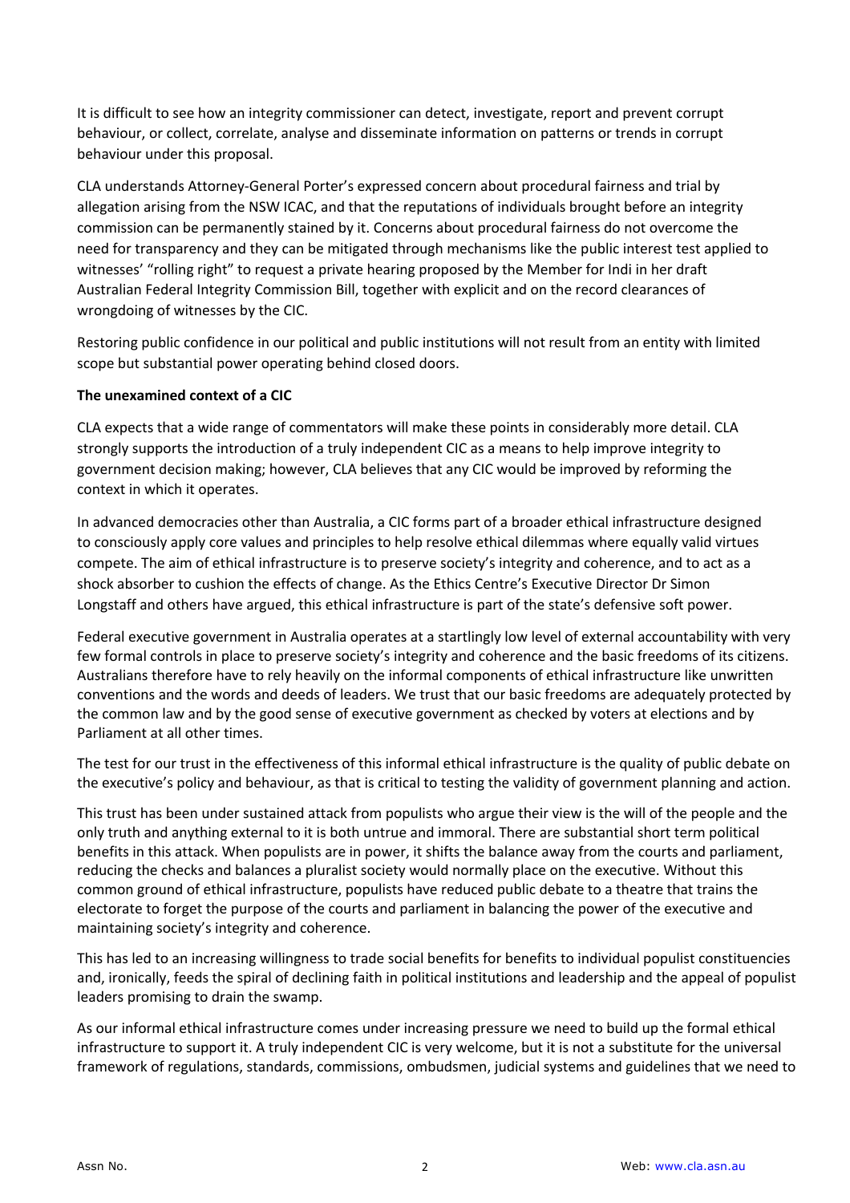It is difficult to see how an integrity commissioner can detect, investigate, report and prevent corrupt behaviour, or collect, correlate, analyse and disseminate information on patterns or trends in corrupt behaviour under this proposal.

CLA understands Attorney-General Porter's expressed concern about procedural fairness and trial by allegation arising from the NSW ICAC, and that the reputations of individuals brought before an integrity commission can be permanently stained by it. Concerns about procedural fairness do not overcome the need for transparency and they can be mitigated through mechanisms like the public interest test applied to witnesses' "rolling right" to request a private hearing proposed by the Member for Indi in her draft Australian Federal Integrity Commission Bill, together with explicit and on the record clearances of wrongdoing of witnesses by the CIC.

Restoring public confidence in our political and public institutions will not result from an entity with limited scope but substantial power operating behind closed doors.

**The unexamined context of a CIC**

CLA expects that a wide range of commentators will make these points in considerably more detail. CLA strongly supports the introduction of a truly independent CIC as a means to help improve integrity to government decision making; however, CLA believes that any CIC would be improved by reforming the context in which it operates.

In advanced democracies other than Australia, a CIC forms part of a broader ethical infrastructure designed to consciously apply core values and principles to help resolve ethical dilemmas where equally valid virtues compete. The aim of ethical infrastructure is to preserve society's integrity and coherence, and to act as a shock absorber to cushion the effects of change. As the Ethics Centre's Executive Director Dr Simon Longstaff and others have argued, this ethical infrastructure is part of the state's defensive soft power.

Federal executive government in Australia operates at a startlingly low level of external accountability with very few formal controls in place to preserve society's integrity and coherence and the basic freedoms of its citizens. Australians therefore have to rely heavily on the informal components of ethical infrastructure like unwritten conventions and the words and deeds of leaders. We trust that our basic freedoms are adequately protected by the common law and by the good sense of executive government as checked by voters at elections and by Parliament at all other times.

The test for our trust in the effectiveness of this informal ethical infrastructure is the quality of public debate on the executive's policy and behaviour, as that is critical to testing the validity of government planning and action.

This trust has been under sustained attack from populists who argue their view is the will of the people and the only truth and anything external to it is both untrue and immoral. There are substantial short term political benefits in this attack. When populists are in power, it shifts the balance away from the courts and parliament, reducing the checks and balances a pluralist society would normally place on the executive. Without this common ground of ethical infrastructure, populists have reduced public debate to a theatre that trains the electorate to forget the purpose of the courts and parliament in balancing the power of the executive and maintaining society's integrity and coherence.

This has led to an increasing willingness to trade social benefits for benefits to individual populist constituencies and, ironically, feeds the spiral of declining faith in political institutions and leadership and the appeal of populist leaders promising to drain the swamp.

As our informal ethical infrastructure comes under increasing pressure we need to build up the formal ethical infrastructure to support it. A truly independent CIC is very welcome, but it is not a substitute for the universal framework of regulations, standards, commissions, ombudsmen, judicial systems and guidelines that we need to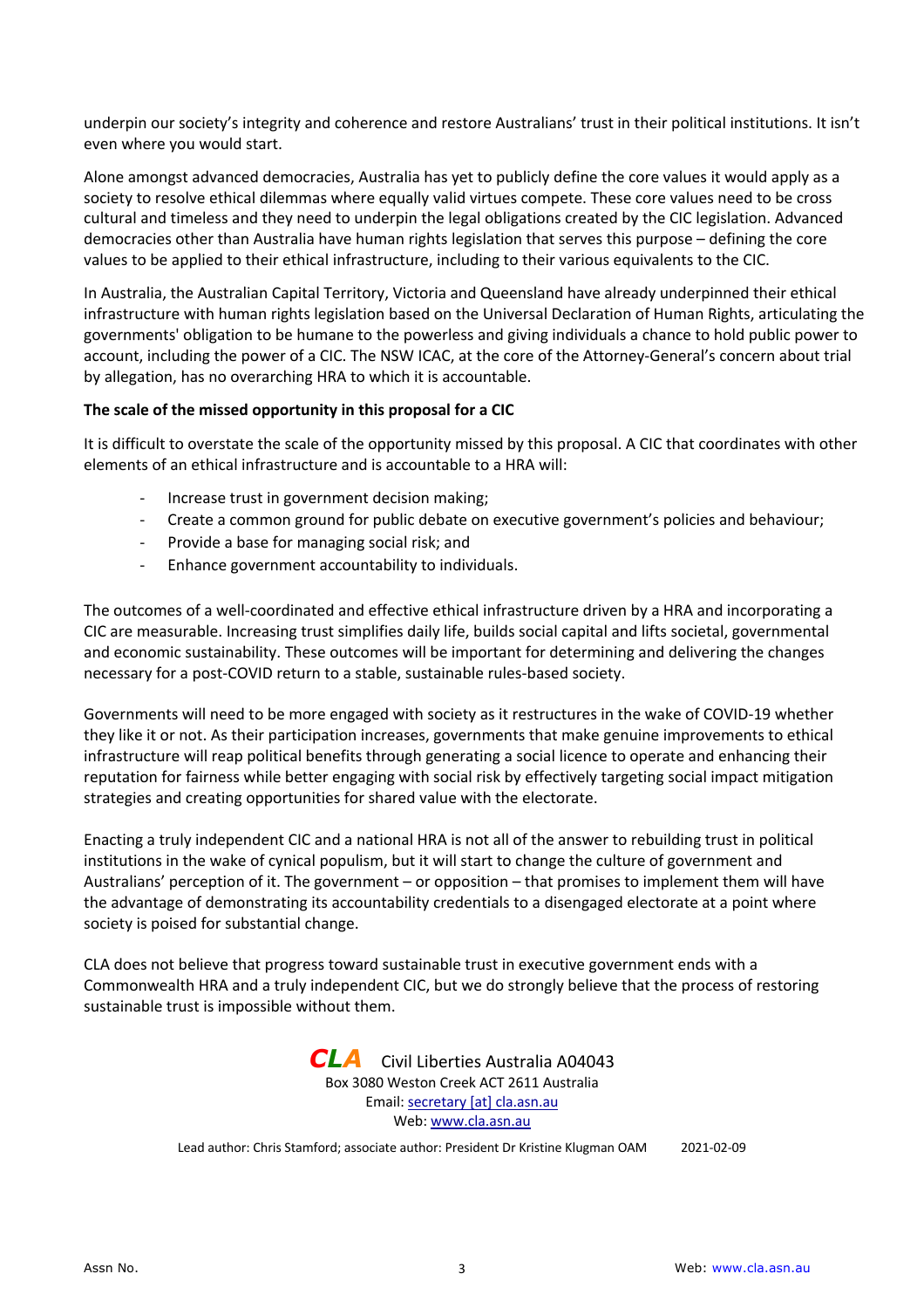underpin our society's integrity and coherence and restore Australians' trust in their political institutions. It isn't even where you would start.

Alone amongst advanced democracies, Australia has yet to publicly define the core values it would apply as a society to resolve ethical dilemmas where equally valid virtues compete. These core values need to be cross cultural and timeless and they need to underpin the legal obligations created by the CIC legislation. Advanced democracies other than Australia have human rights legislation that serves this purpose – defining the core values to be applied to their ethical infrastructure, including to their various equivalents to the CIC.

In Australia, the Australian Capital Territory, Victoria and Queensland have already underpinned their ethical infrastructure with human rights legislation based on the Universal Declaration of Human Rights, articulating the governments' obligation to be humane to the powerless and giving individuals a chance to hold public power to account, including the power of a CIC. The NSW ICAC, at the core of the Attorney-General's concern about trial by allegation, has no overarching HRA to which it is accountable.

**The scale of the missed opportunity in this proposal for a CIC**

It is difficult to overstate the scale of the opportunity missed by this proposal. A CIC that coordinates with other elements of an ethical infrastructure and is accountable to a HRA will:

- Increase trust in government decision making;
- Create a common ground for public debate on executive government's policies and behaviour;
- Provide a base for managing social risk; and
- Enhance government accountability to individuals.

The outcomes of a well-coordinated and effective ethical infrastructure driven by a HRA and incorporating a CIC are measurable. Increasing trust simplifies daily life, builds social capital and lifts societal, governmental and economic sustainability. These outcomes will be important for determining and delivering the changes necessary for a post-COVID return to a stable, sustainable rules-based society.

Governments will need to be more engaged with society as it restructures in the wake of COVID-19 whether they like it or not. As their participation increases, governments that make genuine improvements to ethical infrastructure will reap political benefits through generating a social licence to operate and enhancing their reputation for fairness while better engaging with social risk by effectively targeting social impact mitigation strategies and creating opportunities for shared value with the electorate.

Enacting a truly independent CIC and a national HRA is not all of the answer to rebuilding trust in political institutions in the wake of cynical populism, but it will start to change the culture of government and Australians' perception of it. The government – or opposition – that promises to implement them will have the advantage of demonstrating its accountability credentials to a disengaged electorate at a point where society is poised for substantial change.

CLA does not believe that progress toward sustainable trust in executive government ends with a Commonwealth HRA and a truly independent CIC, but we do strongly believe that the process of restoring sustainable trust is impossible without them.

**CLA** Civil Liberties Australia A04043
Box 3080 Weston Creek ACT 2611 Australia
Email: secretary [at] cla.asn.au
Web: www.cla.asn.au

Lead author: Chris Stamford; associate author: President Dr Kristine Klugman OAM 2021-02-09